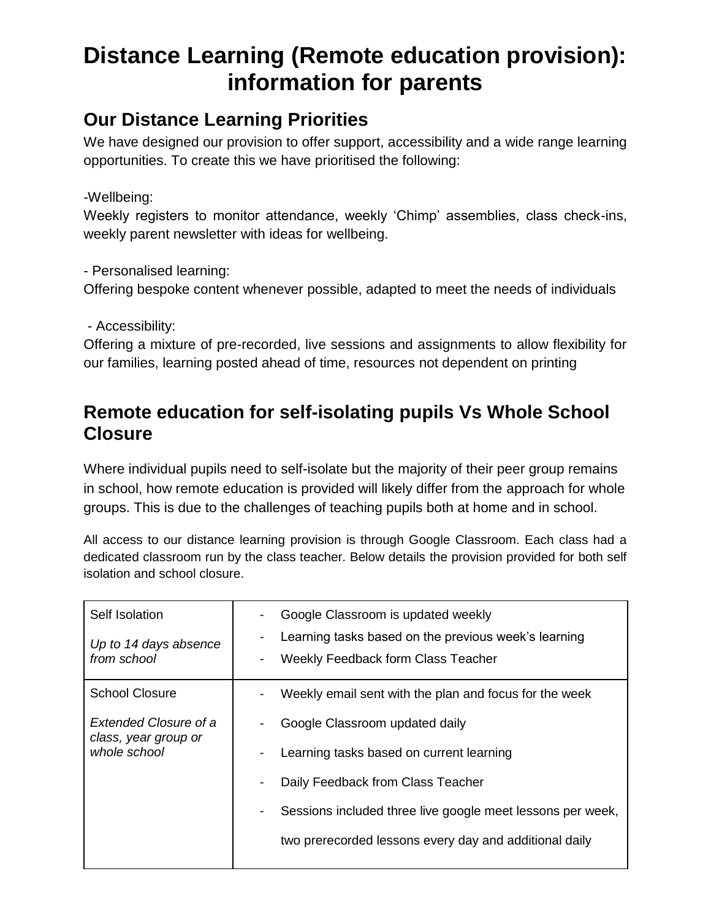# Distance Learning (Remote education provision): information for parents

## Our Distance Learning Priorities

We have designed our provision to offer support, accessibility and a wide range learning opportunities. To create this we have prioritised the following:

-Wellbeing:
Weekly registers to monitor attendance, weekly 'Chimp' assemblies, class check-ins, weekly parent newsletter with ideas for wellbeing.

- Personalised learning:
Offering bespoke content whenever possible, adapted to meet the needs of individuals

- Accessibility:
Offering a mixture of pre-recorded, live sessions and assignments to allow flexibility for our families, learning posted ahead of time, resources not dependent on printing

## Remote education for self-isolating pupils Vs Whole School Closure

Where individual pupils need to self-isolate but the majority of their peer group remains in school, how remote education is provided will likely differ from the approach for whole groups. This is due to the challenges of teaching pupils both at home and in school.

All access to our distance learning provision is through Google Classroom. Each class had a dedicated classroom run by the class teacher. Below details the provision provided for both self isolation and school closure.

| | |
|---|---|
| Self Isolation<br><br>*Up to 14 days absence from school* | - Google Classroom is updated weekly<br>- Learning tasks based on the previous week's learning<br>- Weekly Feedback form Class Teacher |
| School Closure<br><br>*Extended Closure of a class, year group or whole school* | - Weekly email sent with the plan and focus for the week<br>- Google Classroom updated daily<br>- Learning tasks based on current learning<br>- Daily Feedback from Class Teacher<br>- Sessions included three live google meet lessons per week, two prerecorded lessons every day and additional daily |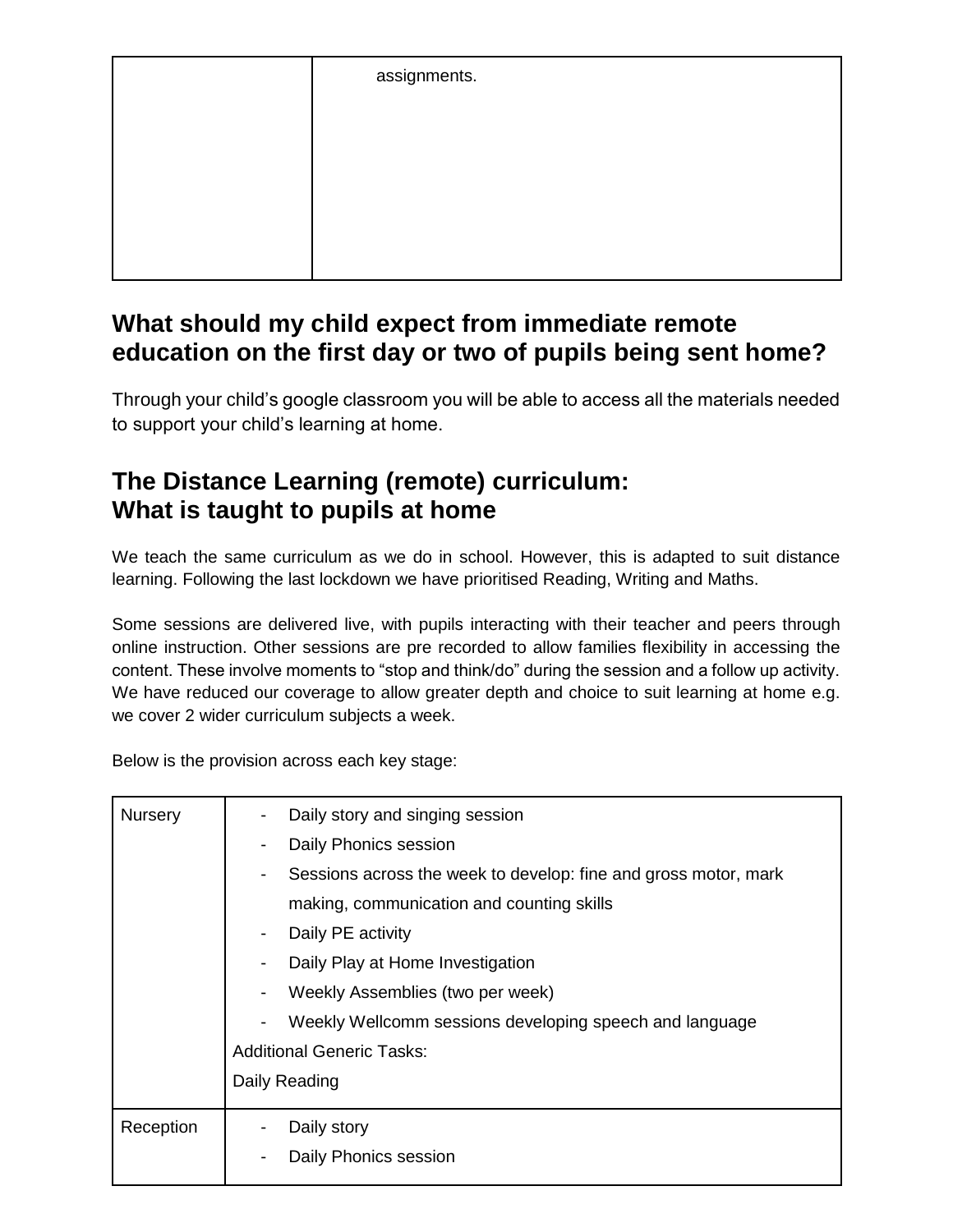| | assignments. |
|---|---|

## What should my child expect from immediate remote education on the first day or two of pupils being sent home?

Through your child's google classroom you will be able to access all the materials needed to support your child's learning at home.

## The Distance Learning (remote) curriculum: What is taught to pupils at home

We teach the same curriculum as we do in school. However, this is adapted to suit distance learning. Following the last lockdown we have prioritised Reading, Writing and Maths.

Some sessions are delivered live, with pupils interacting with their teacher and peers through online instruction. Other sessions are pre recorded to allow families flexibility in accessing the content. These involve moments to "stop and think/do" during the session and a follow up activity. We have reduced our coverage to allow greater depth and choice to suit learning at home e.g. we cover 2 wider curriculum subjects a week.

Below is the provision across each key stage:

| | |
|---|---|
| Nursery | - Daily story and singing session<br>- Daily Phonics session<br>- Sessions across the week to develop: fine and gross motor, mark making, communication and counting skills<br>- Daily PE activity<br>- Daily Play at Home Investigation<br>- Weekly Assemblies (two per week)<br>- Weekly Wellcomm sessions developing speech and language<br>Additional Generic Tasks:<br>Daily Reading |
| Reception | - Daily story<br>- Daily Phonics session |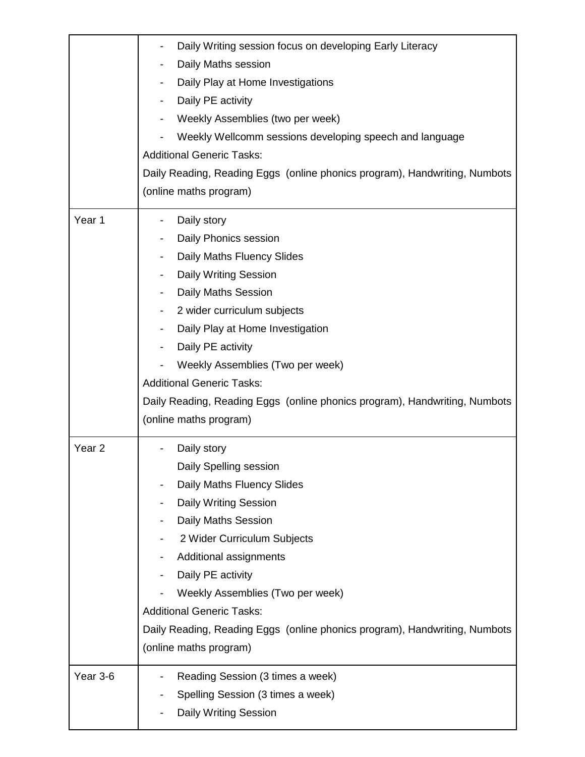| | |
|---|---|
| | - Daily Writing session focus on developing Early Literacy<br>- Daily Maths session<br>- Daily Play at Home Investigations<br>- Daily PE activity<br>- Weekly Assemblies (two per week)<br>- Weekly Wellcomm sessions developing speech and language<br>Additional Generic Tasks:<br>Daily Reading, Reading Eggs (online phonics program), Handwriting, Numbots (online maths program) |
| Year 1 | - Daily story<br>- Daily Phonics session<br>- Daily Maths Fluency Slides<br>- Daily Writing Session<br>- Daily Maths Session<br>- 2 wider curriculum subjects<br>- Daily Play at Home Investigation<br>- Daily PE activity<br>- Weekly Assemblies (Two per week)<br>Additional Generic Tasks:<br>Daily Reading, Reading Eggs (online phonics program), Handwriting, Numbots (online maths program) |
| Year 2 | - Daily story<br>Daily Spelling session<br>- Daily Maths Fluency Slides<br>- Daily Writing Session<br>- Daily Maths Session<br>- 2 Wider Curriculum Subjects<br>- Additional assignments<br>- Daily PE activity<br>- Weekly Assemblies (Two per week)<br>Additional Generic Tasks:<br>Daily Reading, Reading Eggs (online phonics program), Handwriting, Numbots (online maths program) |
| Year 3-6 | - Reading Session (3 times a week)<br>- Spelling Session (3 times a week)<br>- Daily Writing Session |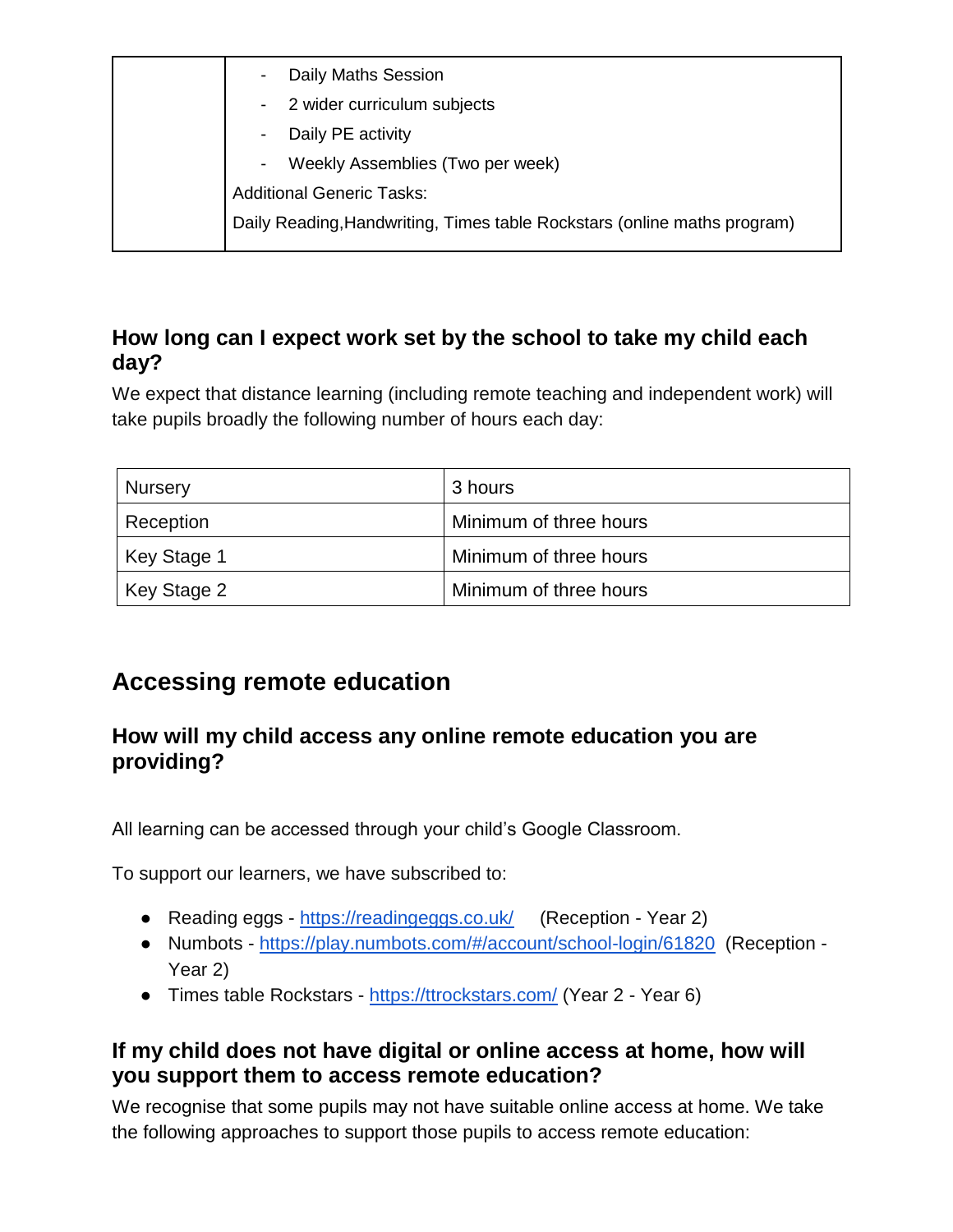| | - Daily Maths Session<br>- 2 wider curriculum subjects<br>- Daily PE activity<br>- Weekly Assemblies (Two per week)<br>Additional Generic Tasks:<br>Daily Reading,Handwriting, Times table Rockstars (online maths program) |
|---|---|

### How long can I expect work set by the school to take my child each day?

We expect that distance learning (including remote teaching and independent work) will take pupils broadly the following number of hours each day:

| Nursery | 3 hours |
|---|---|
| Reception | Minimum of three hours |
| Key Stage 1 | Minimum of three hours |
| Key Stage 2 | Minimum of three hours |

## Accessing remote education

### How will my child access any online remote education you are providing?

All learning can be accessed through your child's Google Classroom.

To support our learners, we have subscribed to:

- Reading eggs - https://readingeggs.co.uk/ (Reception - Year 2)
- Numbots - https://play.numbots.com/#/account/school-login/61820 (Reception - Year 2)
- Times table Rockstars - https://ttrockstars.com/ (Year 2 - Year 6)

### If my child does not have digital or online access at home, how will you support them to access remote education?

We recognise that some pupils may not have suitable online access at home. We take the following approaches to support those pupils to access remote education: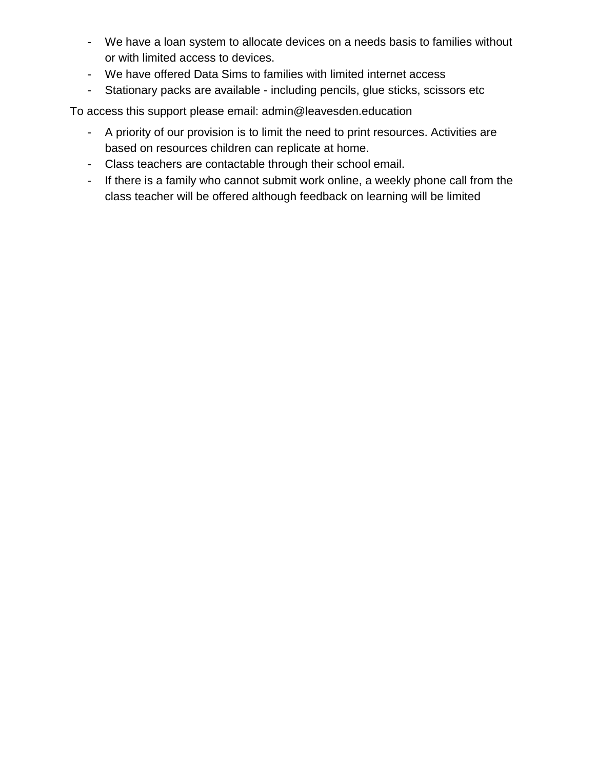- We have a loan system to allocate devices on a needs basis to families without or with limited access to devices.
- We have offered Data Sims to families with limited internet access
- Stationary packs are available - including pencils, glue sticks, scissors etc

To access this support please email: admin@leavesden.education

- A priority of our provision is to limit the need to print resources. Activities are based on resources children can replicate at home.
- Class teachers are contactable through their school email.
- If there is a family who cannot submit work online, a weekly phone call from the class teacher will be offered although feedback on learning will be limited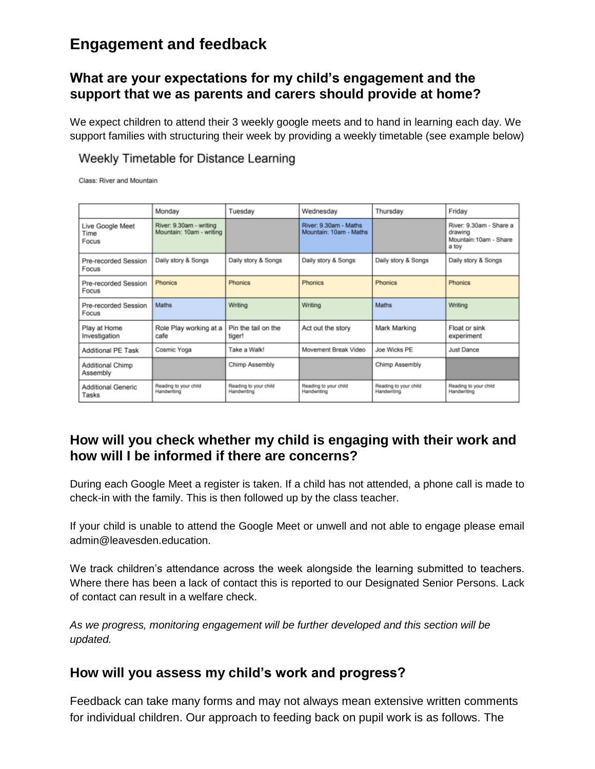# Engagement and feedback

## What are your expectations for my child's engagement and the support that we as parents and carers should provide at home?

We expect children to attend their 3 weekly google meets and to hand in learning each day. We support families with structuring their week by providing a weekly timetable (see example below)

### Weekly Timetable for Distance Learning

Class: River and Mountain

| | Monday | Tuesday | Wednesday | Thursday | Friday |
|---|---|---|---|---|---|
| Live Google Meet Time Focus | River: 9.30am - writing Mountain: 10am - writing | | River: 9.30am - Maths Mountain: 10am - Maths | | River: 9.30am - Share a drawing Mountain:10am - Share a toy |
| Pre-recorded Session Focus | Daily story & Songs | Daily story & Songs | Daily story & Songs | Daily story & Songs | Daily story & Songs |
| Pre-recorded Session Focus | Phonics | Phonics | Phonics | Phonics | Phonics |
| Pre-recorded Session Focus | Maths | Writing | Writing | Maths | Writing |
| Play at Home Investigation | Role Play working at a cafe | Pin the tail on the tiger! | Act out the story | Mark Marking | Float or sink experiment |
| Additional PE Task | Cosmic Yoga | Take a Walk! | Movement Break Video | Joe Wicks PE | Just Dance |
| Additional Chimp Assembly | | Chimp Assembly | | Chimp Assembly | |
| Additional Generic Tasks | Reading to your child Handwriting | Reading to your child Handwriting | Reading to your child Handwriting | Reading to your child Handwriting | Reading to your child Handwriting |

## How will you check whether my child is engaging with their work and how will I be informed if there are concerns?

During each Google Meet a register is taken. If a child has not attended, a phone call is made to check-in with the family. This is then followed up by the class teacher.

If your child is unable to attend the Google Meet or unwell and not able to engage please email admin@leavesden.education.

We track children's attendance across the week alongside the learning submitted to teachers. Where there has been a lack of contact this is reported to our Designated Senior Persons. Lack of contact can result in a welfare check.

*As we progress, monitoring engagement will be further developed and this section will be updated.*

## How will you assess my child's work and progress?

Feedback can take many forms and may not always mean extensive written comments for individual children. Our approach to feeding back on pupil work is as follows. The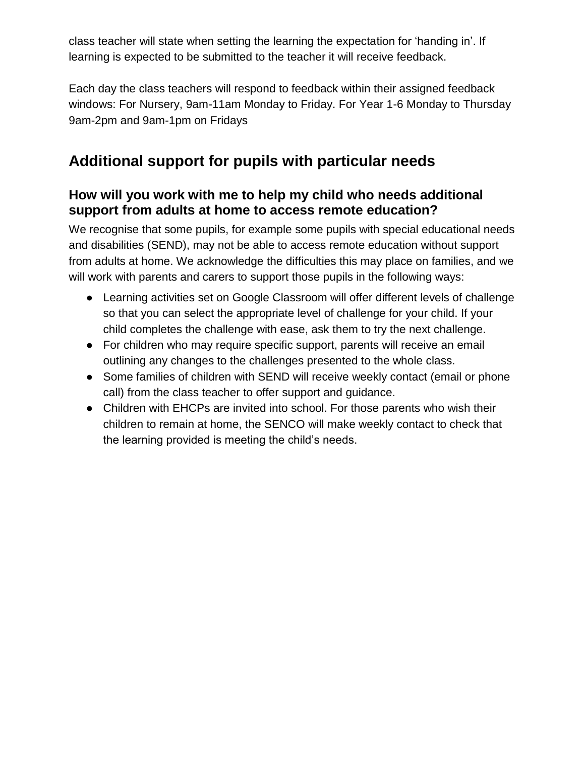class teacher will state when setting the learning the expectation for 'handing in'. If learning is expected to be submitted to the teacher it will receive feedback.

Each day the class teachers will respond to feedback within their assigned feedback windows: For Nursery, 9am-11am Monday to Friday. For Year 1-6 Monday to Thursday 9am-2pm and 9am-1pm on Fridays

## Additional support for pupils with particular needs

### How will you work with me to help my child who needs additional support from adults at home to access remote education?

We recognise that some pupils, for example some pupils with special educational needs and disabilities (SEND), may not be able to access remote education without support from adults at home. We acknowledge the difficulties this may place on families, and we will work with parents and carers to support those pupils in the following ways:

- Learning activities set on Google Classroom will offer different levels of challenge so that you can select the appropriate level of challenge for your child. If your child completes the challenge with ease, ask them to try the next challenge.
- For children who may require specific support, parents will receive an email outlining any changes to the challenges presented to the whole class.
- Some families of children with SEND will receive weekly contact (email or phone call) from the class teacher to offer support and guidance.
- Children with EHCPs are invited into school. For those parents who wish their children to remain at home, the SENCO will make weekly contact to check that the learning provided is meeting the child's needs.